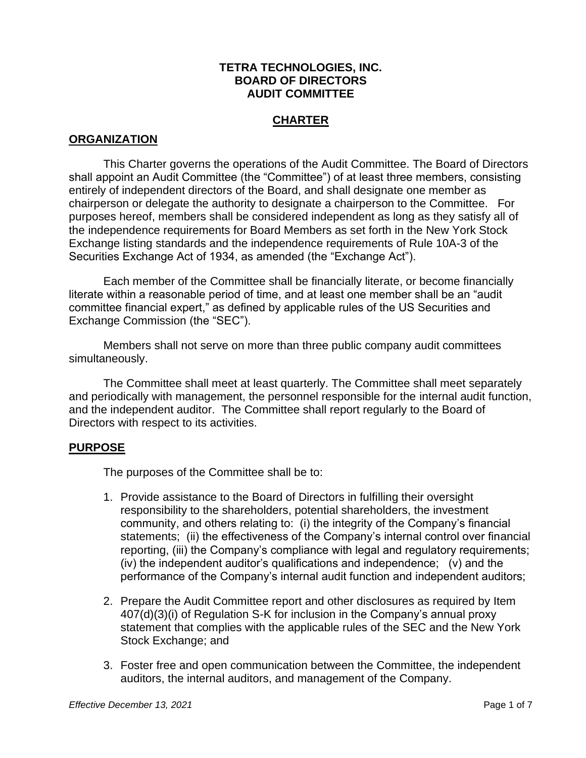# TETRA TECHNOLOGIES, INC.
# BOARD OF DIRECTORS
# AUDIT COMMITTEE

## CHARTER

### ORGANIZATION

This Charter governs the operations of the Audit Committee. The Board of Directors shall appoint an Audit Committee (the "Committee") of at least three members, consisting entirely of independent directors of the Board, and shall designate one member as chairperson or delegate the authority to designate a chairperson to the Committee. For purposes hereof, members shall be considered independent as long as they satisfy all of the independence requirements for Board Members as set forth in the New York Stock Exchange listing standards and the independence requirements of Rule 10A-3 of the Securities Exchange Act of 1934, as amended (the "Exchange Act").

Each member of the Committee shall be financially literate, or become financially literate within a reasonable period of time, and at least one member shall be an "audit committee financial expert," as defined by applicable rules of the US Securities and Exchange Commission (the "SEC").

Members shall not serve on more than three public company audit committees simultaneously.

The Committee shall meet at least quarterly. The Committee shall meet separately and periodically with management, the personnel responsible for the internal audit function, and the independent auditor. The Committee shall report regularly to the Board of Directors with respect to its activities.

### PURPOSE

The purposes of the Committee shall be to:

1. Provide assistance to the Board of Directors in fulfilling their oversight responsibility to the shareholders, potential shareholders, the investment community, and others relating to: (i) the integrity of the Company's financial statements; (ii) the effectiveness of the Company's internal control over financial reporting, (iii) the Company's compliance with legal and regulatory requirements; (iv) the independent auditor's qualifications and independence; (v) and the performance of the Company's internal audit function and independent auditors;

2. Prepare the Audit Committee report and other disclosures as required by Item 407(d)(3)(i) of Regulation S-K for inclusion in the Company's annual proxy statement that complies with the applicable rules of the SEC and the New York Stock Exchange; and

3. Foster free and open communication between the Committee, the independent auditors, the internal auditors, and management of the Company.

*Effective December 13, 2021*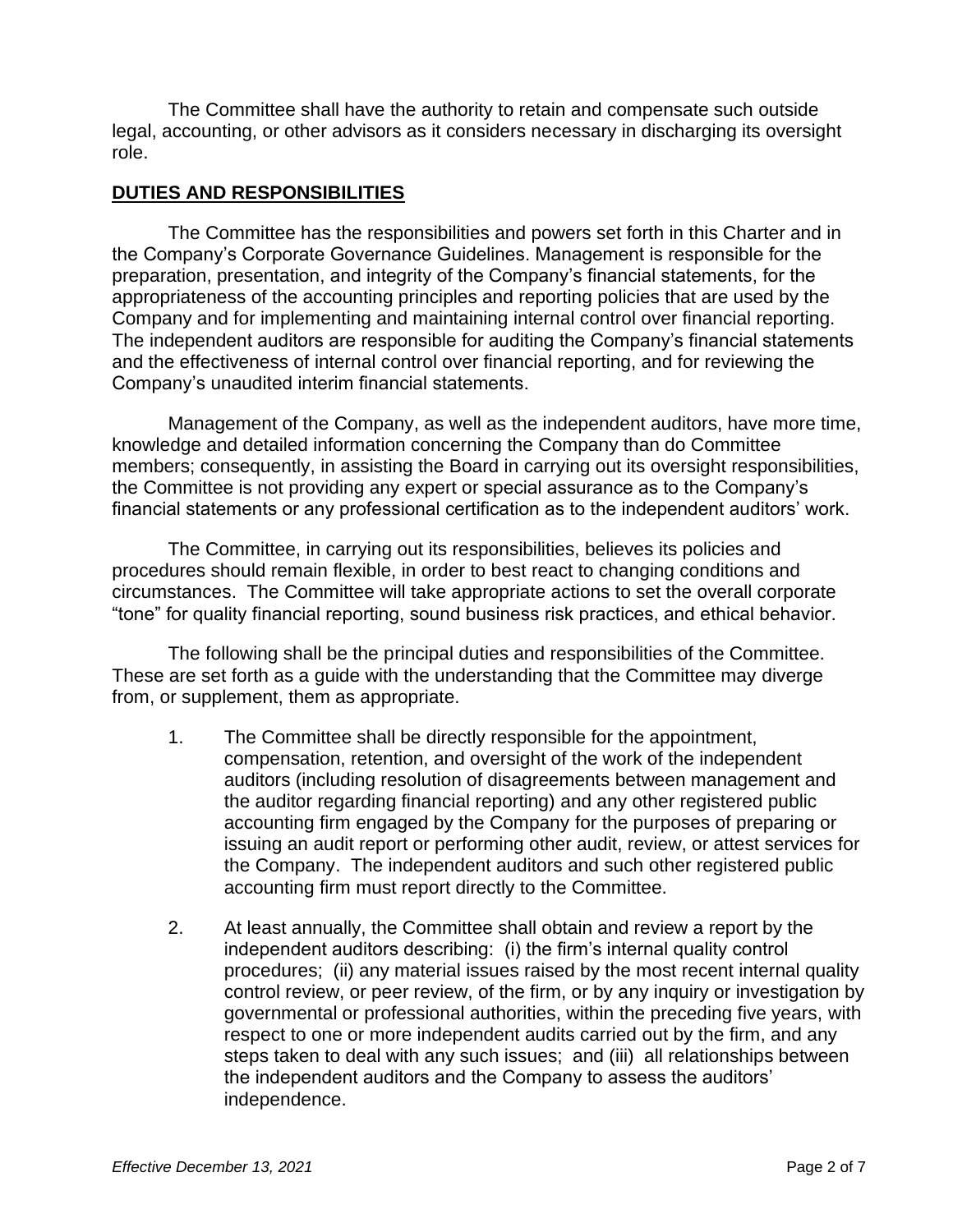The Committee shall have the authority to retain and compensate such outside legal, accounting, or other advisors as it considers necessary in discharging its oversight role.

## **DUTIES AND RESPONSIBILITIES**

The Committee has the responsibilities and powers set forth in this Charter and in the Company's Corporate Governance Guidelines. Management is responsible for the preparation, presentation, and integrity of the Company's financial statements, for the appropriateness of the accounting principles and reporting policies that are used by the Company and for implementing and maintaining internal control over financial reporting. The independent auditors are responsible for auditing the Company's financial statements and the effectiveness of internal control over financial reporting, and for reviewing the Company's unaudited interim financial statements.

Management of the Company, as well as the independent auditors, have more time, knowledge and detailed information concerning the Company than do Committee members; consequently, in assisting the Board in carrying out its oversight responsibilities, the Committee is not providing any expert or special assurance as to the Company's financial statements or any professional certification as to the independent auditors' work.

The Committee, in carrying out its responsibilities, believes its policies and procedures should remain flexible, in order to best react to changing conditions and circumstances. The Committee will take appropriate actions to set the overall corporate "tone" for quality financial reporting, sound business risk practices, and ethical behavior.

The following shall be the principal duties and responsibilities of the Committee. These are set forth as a guide with the understanding that the Committee may diverge from, or supplement, them as appropriate.

1. The Committee shall be directly responsible for the appointment, compensation, retention, and oversight of the work of the independent auditors (including resolution of disagreements between management and the auditor regarding financial reporting) and any other registered public accounting firm engaged by the Company for the purposes of preparing or issuing an audit report or performing other audit, review, or attest services for the Company. The independent auditors and such other registered public accounting firm must report directly to the Committee.

2. At least annually, the Committee shall obtain and review a report by the independent auditors describing: (i) the firm's internal quality control procedures; (ii) any material issues raised by the most recent internal quality control review, or peer review, of the firm, or by any inquiry or investigation by governmental or professional authorities, within the preceding five years, with respect to one or more independent audits carried out by the firm, and any steps taken to deal with any such issues; and (iii) all relationships between the independent auditors and the Company to assess the auditors' independence.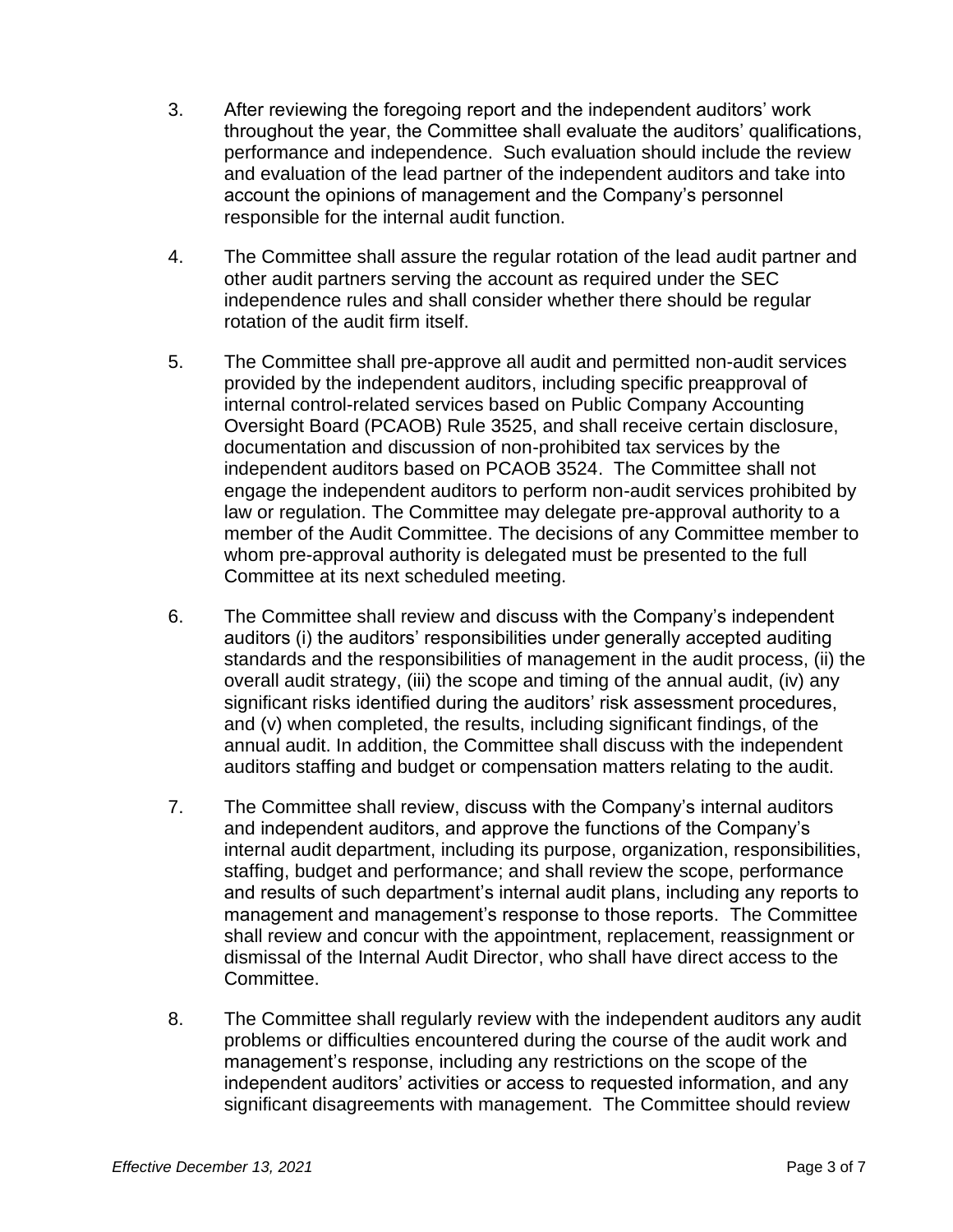3. After reviewing the foregoing report and the independent auditors' work throughout the year, the Committee shall evaluate the auditors' qualifications, performance and independence. Such evaluation should include the review and evaluation of the lead partner of the independent auditors and take into account the opinions of management and the Company's personnel responsible for the internal audit function.

4. The Committee shall assure the regular rotation of the lead audit partner and other audit partners serving the account as required under the SEC independence rules and shall consider whether there should be regular rotation of the audit firm itself.

5. The Committee shall pre-approve all audit and permitted non-audit services provided by the independent auditors, including specific preapproval of internal control-related services based on Public Company Accounting Oversight Board (PCAOB) Rule 3525, and shall receive certain disclosure, documentation and discussion of non-prohibited tax services by the independent auditors based on PCAOB 3524. The Committee shall not engage the independent auditors to perform non-audit services prohibited by law or regulation. The Committee may delegate pre-approval authority to a member of the Audit Committee. The decisions of any Committee member to whom pre-approval authority is delegated must be presented to the full Committee at its next scheduled meeting.

6. The Committee shall review and discuss with the Company's independent auditors (i) the auditors' responsibilities under generally accepted auditing standards and the responsibilities of management in the audit process, (ii) the overall audit strategy, (iii) the scope and timing of the annual audit, (iv) any significant risks identified during the auditors' risk assessment procedures, and (v) when completed, the results, including significant findings, of the annual audit. In addition, the Committee shall discuss with the independent auditors staffing and budget or compensation matters relating to the audit.

7. The Committee shall review, discuss with the Company's internal auditors and independent auditors, and approve the functions of the Company's internal audit department, including its purpose, organization, responsibilities, staffing, budget and performance; and shall review the scope, performance and results of such department's internal audit plans, including any reports to management and management's response to those reports. The Committee shall review and concur with the appointment, replacement, reassignment or dismissal of the Internal Audit Director, who shall have direct access to the Committee.

8. The Committee shall regularly review with the independent auditors any audit problems or difficulties encountered during the course of the audit work and management's response, including any restrictions on the scope of the independent auditors' activities or access to requested information, and any significant disagreements with management. The Committee should review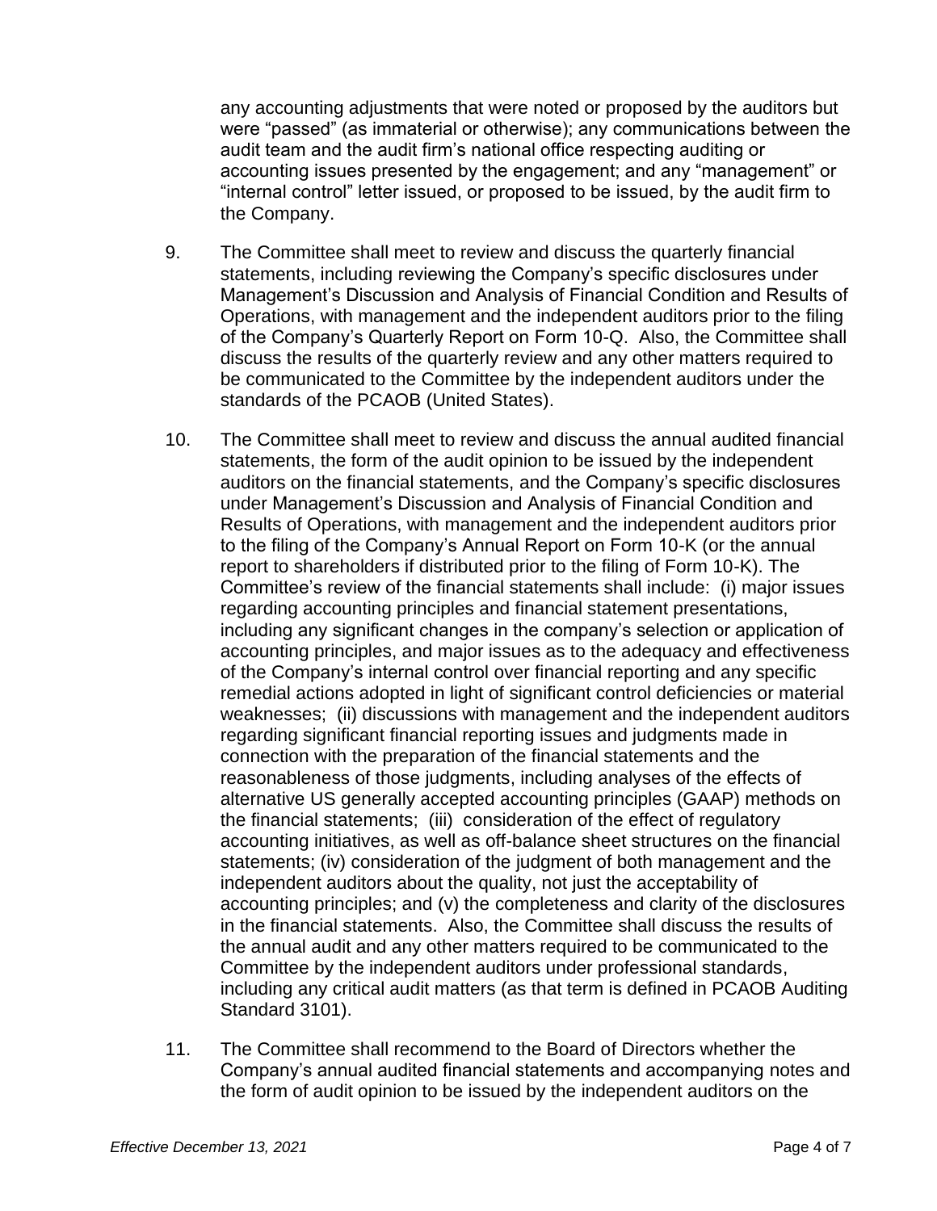any accounting adjustments that were noted or proposed by the auditors but were "passed" (as immaterial or otherwise); any communications between the audit team and the audit firm's national office respecting auditing or accounting issues presented by the engagement; and any "management" or "internal control" letter issued, or proposed to be issued, by the audit firm to the Company.

9. The Committee shall meet to review and discuss the quarterly financial statements, including reviewing the Company's specific disclosures under Management's Discussion and Analysis of Financial Condition and Results of Operations, with management and the independent auditors prior to the filing of the Company's Quarterly Report on Form 10-Q. Also, the Committee shall discuss the results of the quarterly review and any other matters required to be communicated to the Committee by the independent auditors under the standards of the PCAOB (United States).

10. The Committee shall meet to review and discuss the annual audited financial statements, the form of the audit opinion to be issued by the independent auditors on the financial statements, and the Company's specific disclosures under Management's Discussion and Analysis of Financial Condition and Results of Operations, with management and the independent auditors prior to the filing of the Company's Annual Report on Form 10-K (or the annual report to shareholders if distributed prior to the filing of Form 10-K). The Committee's review of the financial statements shall include: (i) major issues regarding accounting principles and financial statement presentations, including any significant changes in the company's selection or application of accounting principles, and major issues as to the adequacy and effectiveness of the Company's internal control over financial reporting and any specific remedial actions adopted in light of significant control deficiencies or material weaknesses; (ii) discussions with management and the independent auditors regarding significant financial reporting issues and judgments made in connection with the preparation of the financial statements and the reasonableness of those judgments, including analyses of the effects of alternative US generally accepted accounting principles (GAAP) methods on the financial statements; (iii) consideration of the effect of regulatory accounting initiatives, as well as off-balance sheet structures on the financial statements; (iv) consideration of the judgment of both management and the independent auditors about the quality, not just the acceptability of accounting principles; and (v) the completeness and clarity of the disclosures in the financial statements. Also, the Committee shall discuss the results of the annual audit and any other matters required to be communicated to the Committee by the independent auditors under professional standards, including any critical audit matters (as that term is defined in PCAOB Auditing Standard 3101).

11. The Committee shall recommend to the Board of Directors whether the Company's annual audited financial statements and accompanying notes and the form of audit opinion to be issued by the independent auditors on the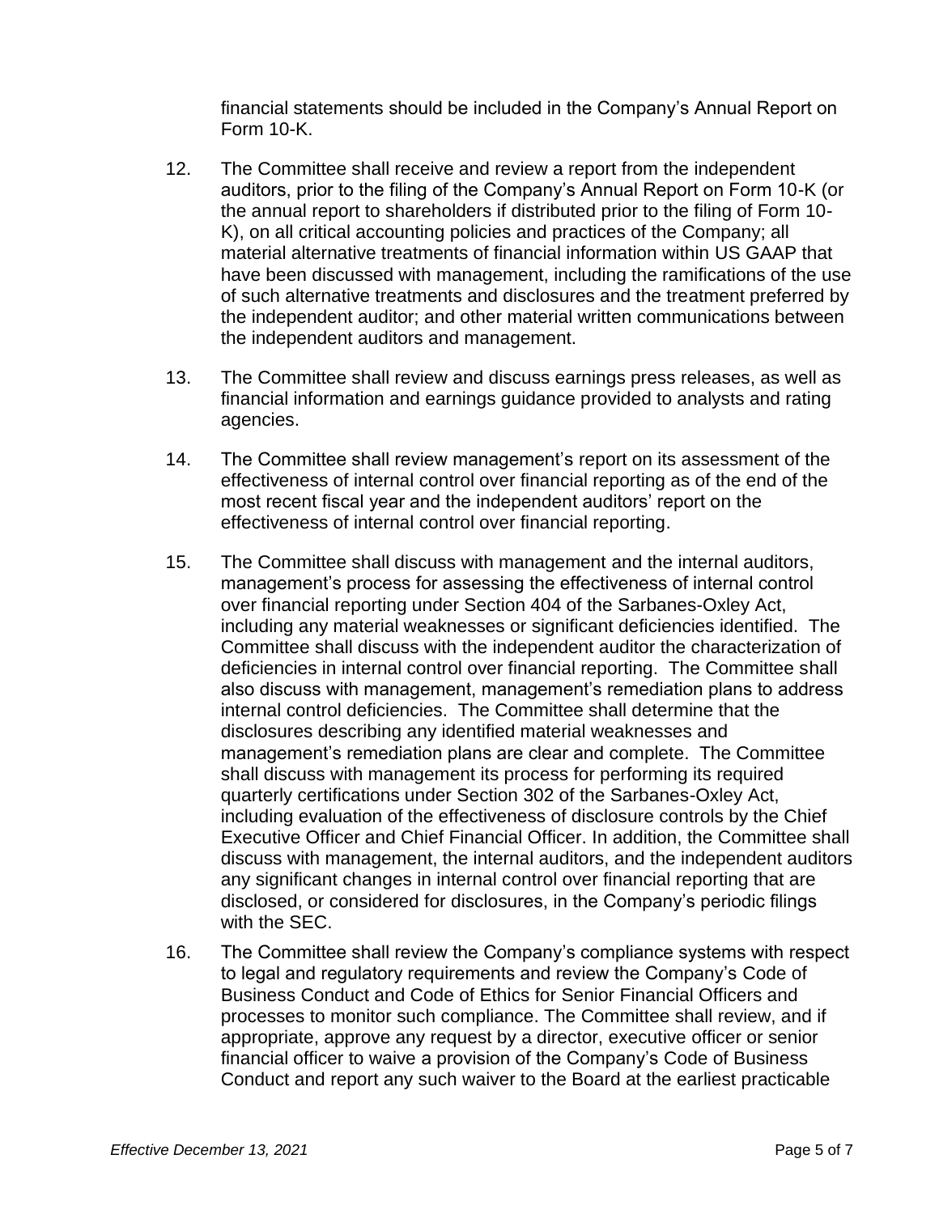financial statements should be included in the Company's Annual Report on Form 10-K.

12. The Committee shall receive and review a report from the independent auditors, prior to the filing of the Company's Annual Report on Form 10-K (or the annual report to shareholders if distributed prior to the filing of Form 10-K), on all critical accounting policies and practices of the Company; all material alternative treatments of financial information within US GAAP that have been discussed with management, including the ramifications of the use of such alternative treatments and disclosures and the treatment preferred by the independent auditor; and other material written communications between the independent auditors and management.

13. The Committee shall review and discuss earnings press releases, as well as financial information and earnings guidance provided to analysts and rating agencies.

14. The Committee shall review management's report on its assessment of the effectiveness of internal control over financial reporting as of the end of the most recent fiscal year and the independent auditors' report on the effectiveness of internal control over financial reporting.

15. The Committee shall discuss with management and the internal auditors, management's process for assessing the effectiveness of internal control over financial reporting under Section 404 of the Sarbanes-Oxley Act, including any material weaknesses or significant deficiencies identified. The Committee shall discuss with the independent auditor the characterization of deficiencies in internal control over financial reporting. The Committee shall also discuss with management, management's remediation plans to address internal control deficiencies. The Committee shall determine that the disclosures describing any identified material weaknesses and management's remediation plans are clear and complete. The Committee shall discuss with management its process for performing its required quarterly certifications under Section 302 of the Sarbanes-Oxley Act, including evaluation of the effectiveness of disclosure controls by the Chief Executive Officer and Chief Financial Officer. In addition, the Committee shall discuss with management, the internal auditors, and the independent auditors any significant changes in internal control over financial reporting that are disclosed, or considered for disclosures, in the Company's periodic filings with the SEC.

16. The Committee shall review the Company's compliance systems with respect to legal and regulatory requirements and review the Company's Code of Business Conduct and Code of Ethics for Senior Financial Officers and processes to monitor such compliance. The Committee shall review, and if appropriate, approve any request by a director, executive officer or senior financial officer to waive a provision of the Company's Code of Business Conduct and report any such waiver to the Board at the earliest practicable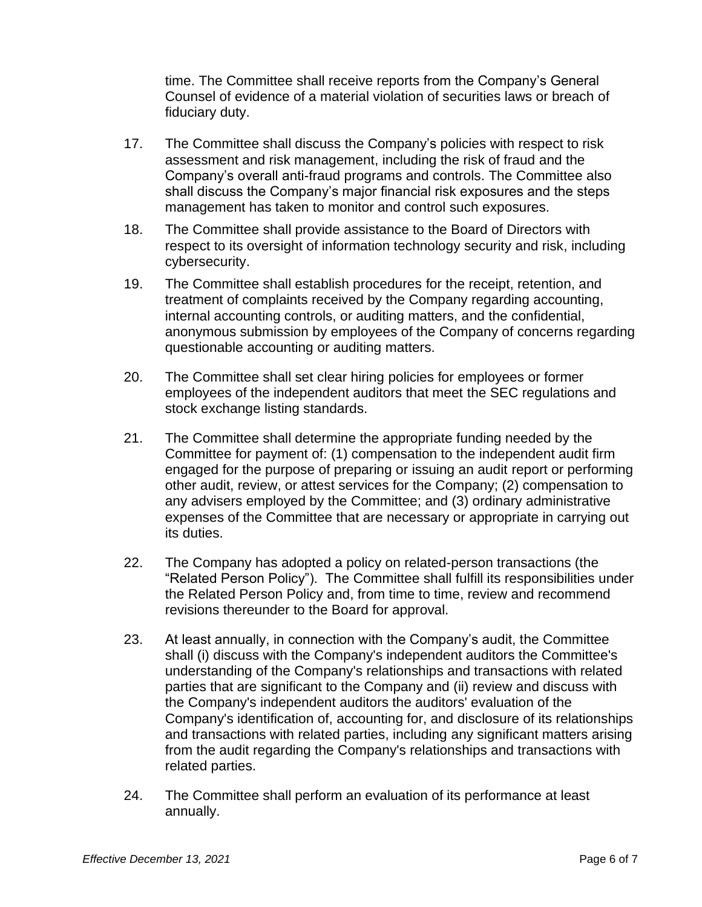time. The Committee shall receive reports from the Company's General Counsel of evidence of a material violation of securities laws or breach of fiduciary duty.

17. The Committee shall discuss the Company's policies with respect to risk assessment and risk management, including the risk of fraud and the Company's overall anti-fraud programs and controls. The Committee also shall discuss the Company's major financial risk exposures and the steps management has taken to monitor and control such exposures.

18. The Committee shall provide assistance to the Board of Directors with respect to its oversight of information technology security and risk, including cybersecurity.

19. The Committee shall establish procedures for the receipt, retention, and treatment of complaints received by the Company regarding accounting, internal accounting controls, or auditing matters, and the confidential, anonymous submission by employees of the Company of concerns regarding questionable accounting or auditing matters.

20. The Committee shall set clear hiring policies for employees or former employees of the independent auditors that meet the SEC regulations and stock exchange listing standards.

21. The Committee shall determine the appropriate funding needed by the Committee for payment of: (1) compensation to the independent audit firm engaged for the purpose of preparing or issuing an audit report or performing other audit, review, or attest services for the Company; (2) compensation to any advisers employed by the Committee; and (3) ordinary administrative expenses of the Committee that are necessary or appropriate in carrying out its duties.

22. The Company has adopted a policy on related-person transactions (the "Related Person Policy"). The Committee shall fulfill its responsibilities under the Related Person Policy and, from time to time, review and recommend revisions thereunder to the Board for approval.

23. At least annually, in connection with the Company's audit, the Committee shall (i) discuss with the Company's independent auditors the Committee's understanding of the Company's relationships and transactions with related parties that are significant to the Company and (ii) review and discuss with the Company's independent auditors the auditors' evaluation of the Company's identification of, accounting for, and disclosure of its relationships and transactions with related parties, including any significant matters arising from the audit regarding the Company's relationships and transactions with related parties.

24. The Committee shall perform an evaluation of its performance at least annually.

*Effective December 13, 2021*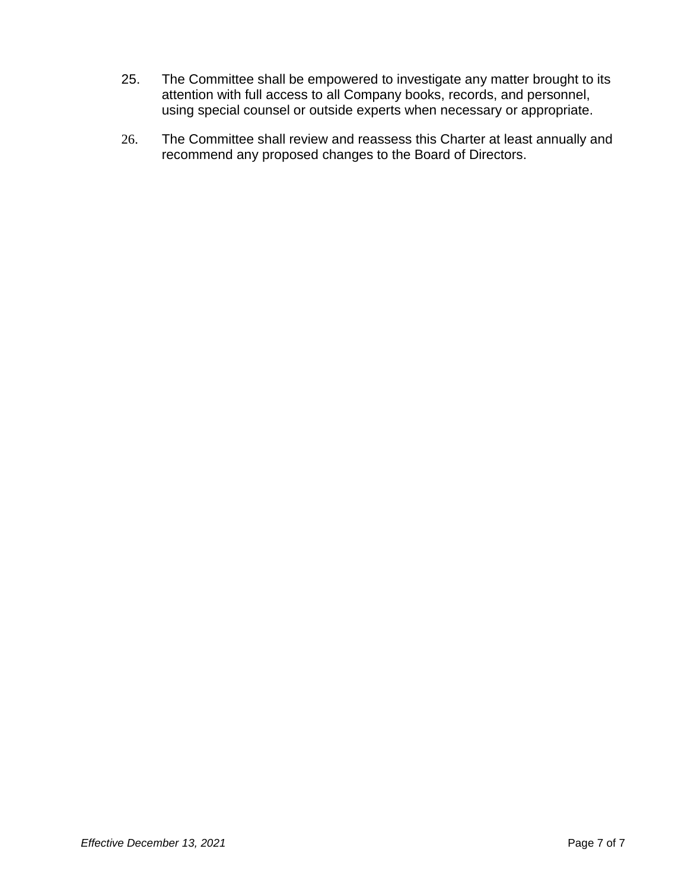25. The Committee shall be empowered to investigate any matter brought to its attention with full access to all Company books, records, and personnel, using special counsel or outside experts when necessary or appropriate.

26. The Committee shall review and reassess this Charter at least annually and recommend any proposed changes to the Board of Directors.